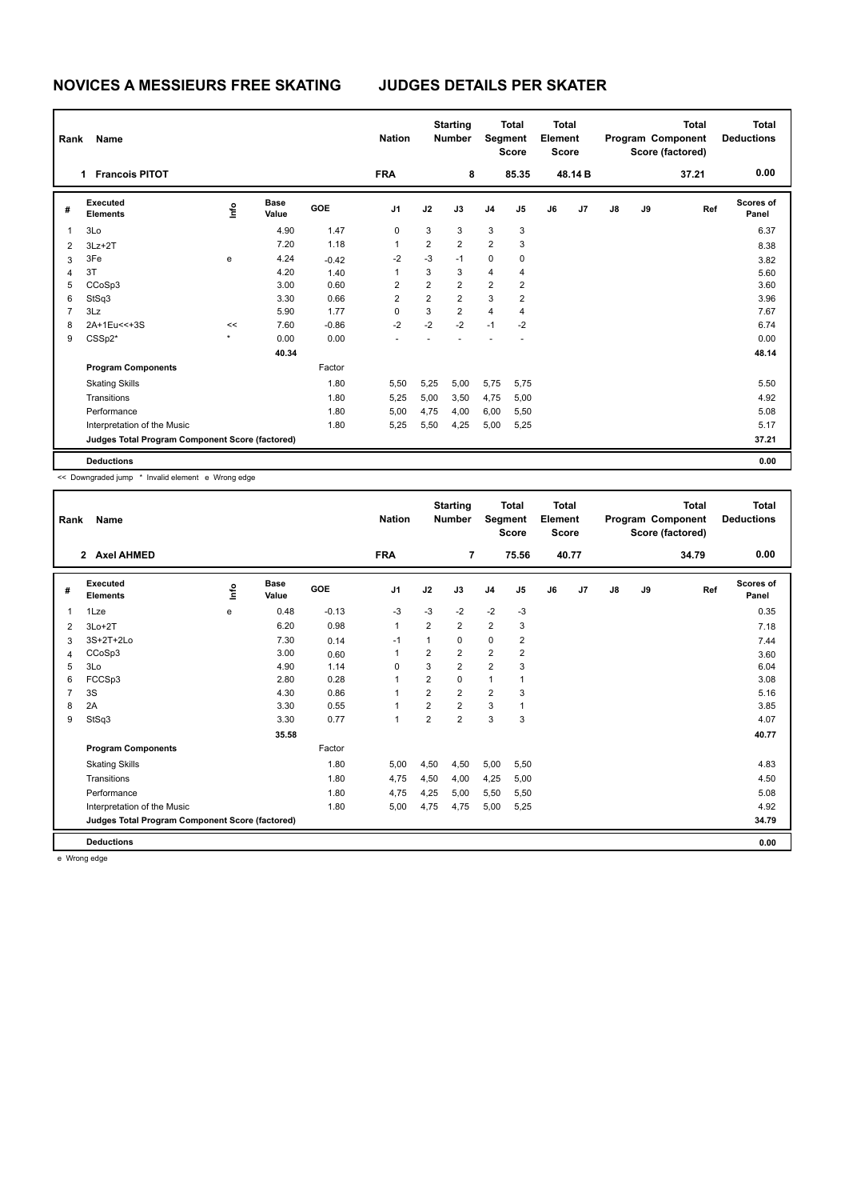# NOVICES A MESSIEURS FREE SKATING

## JUDGES DETAILS PER SKATER

| Rank | Name | Nation | Starting Number | Total Segment Score | Total Element Score | Total Program Component Score (factored) | Total Deductions |
|---|---|---|---|---|---|---|---|
| 1 | Francois PITOT | FRA | 8 | 85.35 | 48.14 B | 37.21 | 0.00 |

| # | Executed Elements | Info | Base Value | GOE | J1 | J2 | J3 | J4 | J5 | J6 | J7 | J8 | J9 | Ref | Scores of Panel |
|---|---|---|---|---|---|---|---|---|---|---|---|---|---|---|---|
| 1 | 3Lo | | 4.90 | 1.47 | 0 | 3 | 3 | 3 | 3 | | | | | | 6.37 |
| 2 | 3Lz+2T | | 7.20 | 1.18 | 1 | 2 | 2 | 2 | 3 | | | | | | 8.38 |
| 3 | 3Fe | e | 4.24 | -0.42 | -2 | -3 | -1 | 0 | 0 | | | | | | 3.82 |
| 4 | 3T | | 4.20 | 1.40 | 1 | 3 | 3 | 4 | 4 | | | | | | 5.60 |
| 5 | CCoSp3 | | 3.00 | 0.60 | 2 | 2 | 2 | 2 | 2 | | | | | | 3.60 |
| 6 | StSq3 | | 3.30 | 0.66 | 2 | 2 | 2 | 3 | 2 | | | | | | 3.96 |
| 7 | 3Lz | | 5.90 | 1.77 | 0 | 3 | 2 | 4 | 4 | | | | | | 7.67 |
| 8 | 2A+1Eu<<+3S | << | 7.60 | -0.86 | -2 | -2 | -2 | -1 | -2 | | | | | | 6.74 |
| 9 | CSSp2* | * | 0.00 | 0.00 | - | - | - | - | - | | | | | | 0.00 |
| | | | 40.34 | | | | | | | | | | | | 48.14 |
| | Program Components | | | Factor | | | | | | | | | | | |
| | Skating Skills | | | 1.80 | 5,50 | 5,25 | 5,00 | 5,75 | 5,75 | | | | | | 5.50 |
| | Transitions | | | 1.80 | 5,25 | 5,00 | 3,50 | 4,75 | 5,00 | | | | | | 4.92 |
| | Performance | | | 1.80 | 5,00 | 4,75 | 4,00 | 6,00 | 5,50 | | | | | | 5.08 |
| | Interpretation of the Music | | | 1.80 | 5,25 | 5,50 | 4,25 | 5,00 | 5,25 | | | | | | 5.17 |
| | Judges Total Program Component Score (factored) | | | | | | | | | | | | | | 37.21 |
| | Deductions | | | | | | | | | | | | | | 0.00 |

<< Downgraded jump * Invalid element e Wrong edge

| Rank | Name | Nation | Starting Number | Total Segment Score | Total Element Score | Total Program Component Score (factored) | Total Deductions |
|---|---|---|---|---|---|---|---|
| 2 | Axel AHMED | FRA | 7 | 75.56 | 40.77 | 34.79 | 0.00 |

| # | Executed Elements | Info | Base Value | GOE | J1 | J2 | J3 | J4 | J5 | J6 | J7 | J8 | J9 | Ref | Scores of Panel |
|---|---|---|---|---|---|---|---|---|---|---|---|---|---|---|---|
| 1 | 1Lze | e | 0.48 | -0.13 | -3 | -3 | -2 | -2 | -3 | | | | | | 0.35 |
| 2 | 3Lo+2T | | 6.20 | 0.98 | 1 | 2 | 2 | 2 | 3 | | | | | | 7.18 |
| 3 | 3S+2T+2Lo | | 7.30 | 0.14 | -1 | 1 | 0 | 0 | 2 | | | | | | 7.44 |
| 4 | CCoSp3 | | 3.00 | 0.60 | 1 | 2 | 2 | 2 | 2 | | | | | | 3.60 |
| 5 | 3Lo | | 4.90 | 1.14 | 0 | 3 | 2 | 2 | 3 | | | | | | 6.04 |
| 6 | FCCSp3 | | 2.80 | 0.28 | 1 | 2 | 0 | 1 | 1 | | | | | | 3.08 |
| 7 | 3S | | 4.30 | 0.86 | 1 | 2 | 2 | 2 | 3 | | | | | | 5.16 |
| 8 | 2A | | 3.30 | 0.55 | 1 | 2 | 2 | 3 | 1 | | | | | | 3.85 |
| 9 | StSq3 | | 3.30 | 0.77 | 1 | 2 | 2 | 3 | 3 | | | | | | 4.07 |
| | | | 35.58 | | | | | | | | | | | | 40.77 |
| | Program Components | | | Factor | | | | | | | | | | | |
| | Skating Skills | | | 1.80 | 5,00 | 4,50 | 4,50 | 5,00 | 5,50 | | | | | | 4.83 |
| | Transitions | | | 1.80 | 4,75 | 4,50 | 4,00 | 4,25 | 5,00 | | | | | | 4.50 |
| | Performance | | | 1.80 | 4,75 | 4,25 | 5,00 | 5,50 | 5,50 | | | | | | 5.08 |
| | Interpretation of the Music | | | 1.80 | 5,00 | 4,75 | 4,75 | 5,00 | 5,25 | | | | | | 4.92 |
| | Judges Total Program Component Score (factored) | | | | | | | | | | | | | | 34.79 |
| | Deductions | | | | | | | | | | | | | | 0.00 |

e Wrong edge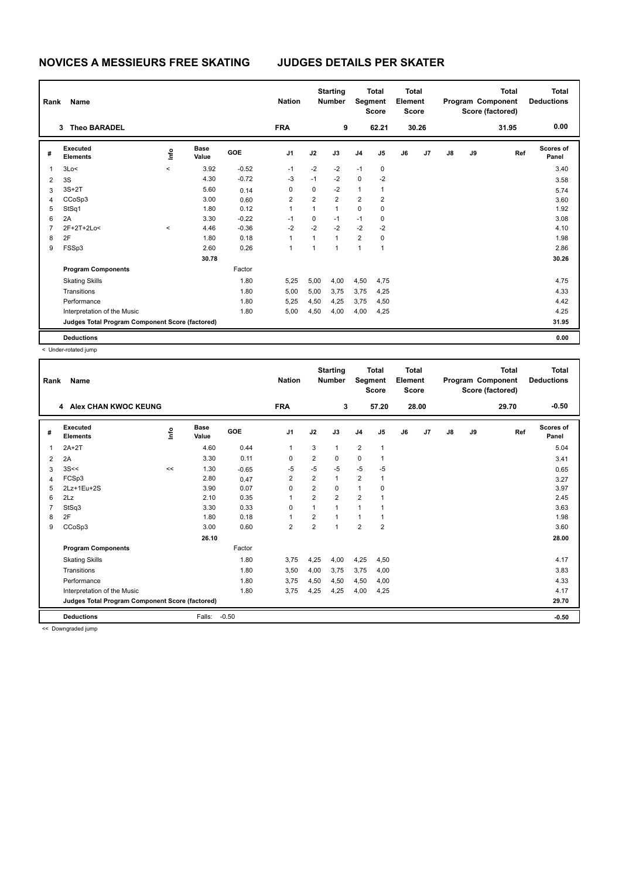# NOVICES A MESSIEURS FREE SKATING — JUDGES DETAILS PER SKATER

| Rank | Name | Nation | Starting Number | Total Segment Score | Total Element Score | Total Program Component Score (factored) | Total Deductions |
|---|---|---|---|---|---|---|---|
| 3 | Theo BARADEL | FRA | 9 | 62.21 | 30.26 | 31.95 | 0.00 |

| # | Executed Elements | Info | Base Value | GOE | J1 | J2 | J3 | J4 | J5 | J6 | J7 | J8 | J9 | Ref | Scores of Panel |
|---|---|---|---|---|---|---|---|---|---|---|---|---|---|---|---|
| 1 | 3Lo< | < | 3.92 | -0.52 | -1 | -2 | -2 | -1 | 0 | | | | | | 3.40 |
| 2 | 3S | | 4.30 | -0.72 | -3 | -1 | -2 | 0 | -2 | | | | | | 3.58 |
| 3 | 3S+2T | | 5.60 | 0.14 | 0 | 0 | -2 | 1 | 1 | | | | | | 5.74 |
| 4 | CCoSp3 | | 3.00 | 0.60 | 2 | 2 | 2 | 2 | 2 | | | | | | 3.60 |
| 5 | StSq1 | | 1.80 | 0.12 | 1 | 1 | 1 | 0 | 0 | | | | | | 1.92 |
| 6 | 2A | | 3.30 | -0.22 | -1 | 0 | -1 | -1 | 0 | | | | | | 3.08 |
| 7 | 2F+2T+2Lo< | < | 4.46 | -0.36 | -2 | -2 | -2 | -2 | -2 | | | | | | 4.10 |
| 8 | 2F | | 1.80 | 0.18 | 1 | 1 | 1 | 2 | 0 | | | | | | 1.98 |
| 9 | FSSp3 | | 2.60 | 0.26 | 1 | 1 | 1 | 1 | 1 | | | | | | 2.86 |
| | | | 30.78 | | | | | | | | | | | | 30.26 |
| | **Program Components** | | | Factor | | | | | | | | | | | |
| | Skating Skills | | | 1.80 | 5,25 | 5,00 | 4,00 | 4,50 | 4,75 | | | | | | 4.75 |
| | Transitions | | | 1.80 | 5,00 | 5,00 | 3,75 | 3,75 | 4,25 | | | | | | 4.33 |
| | Performance | | | 1.80 | 5,25 | 4,50 | 4,25 | 3,75 | 4,50 | | | | | | 4.42 |
| | Interpretation of the Music | | | 1.80 | 5,00 | 4,50 | 4,00 | 4,00 | 4,25 | | | | | | 4.25 |
| | Judges Total Program Component Score (factored) | | | | | | | | | | | | | | 31.95 |
| | **Deductions** | | | | | | | | | | | | | | 0.00 |

< Under-rotated jump

| Rank | Name | Nation | Starting Number | Total Segment Score | Total Element Score | Total Program Component Score (factored) | Total Deductions |
|---|---|---|---|---|---|---|---|
| 4 | Alex CHAN KWOC KEUNG | FRA | 3 | 57.20 | 28.00 | 29.70 | -0.50 |

| # | Executed Elements | Info | Base Value | GOE | J1 | J2 | J3 | J4 | J5 | J6 | J7 | J8 | J9 | Ref | Scores of Panel |
|---|---|---|---|---|---|---|---|---|---|---|---|---|---|---|---|
| 1 | 2A+2T | | 4.60 | 0.44 | 1 | 3 | 1 | 2 | 1 | | | | | | 5.04 |
| 2 | 2A | | 3.30 | 0.11 | 0 | 2 | 0 | 0 | 1 | | | | | | 3.41 |
| 3 | 3S<< | << | 1.30 | -0.65 | -5 | -5 | -5 | -5 | -5 | | | | | | 0.65 |
| 4 | FCSp3 | | 2.80 | 0.47 | 2 | 2 | 1 | 2 | 1 | | | | | | 3.27 |
| 5 | 2Lz+1Eu+2S | | 3.90 | 0.07 | 0 | 2 | 0 | 1 | 0 | | | | | | 3.97 |
| 6 | 2Lz | | 2.10 | 0.35 | 1 | 2 | 2 | 2 | 1 | | | | | | 2.45 |
| 7 | StSq3 | | 3.30 | 0.33 | 0 | 1 | 1 | 1 | 1 | | | | | | 3.63 |
| 8 | 2F | | 1.80 | 0.18 | 1 | 2 | 1 | 1 | 1 | | | | | | 1.98 |
| 9 | CCoSp3 | | 3.00 | 0.60 | 2 | 2 | 1 | 2 | 2 | | | | | | 3.60 |
| | | | 26.10 | | | | | | | | | | | | 28.00 |
| | **Program Components** | | | Factor | | | | | | | | | | | |
| | Skating Skills | | | 1.80 | 3,75 | 4,25 | 4,00 | 4,25 | 4,50 | | | | | | 4.17 |
| | Transitions | | | 1.80 | 3,50 | 4,00 | 3,75 | 3,75 | 4,00 | | | | | | 3.83 |
| | Performance | | | 1.80 | 3,75 | 4,50 | 4,50 | 4,50 | 4,00 | | | | | | 4.33 |
| | Interpretation of the Music | | | 1.80 | 3,75 | 4,25 | 4,25 | 4,00 | 4,25 | | | | | | 4.17 |
| | Judges Total Program Component Score (factored) | | | | | | | | | | | | | | 29.70 |
| | **Deductions** | | Falls: | -0.50 | | | | | | | | | | | -0.50 |

<< Downgraded jump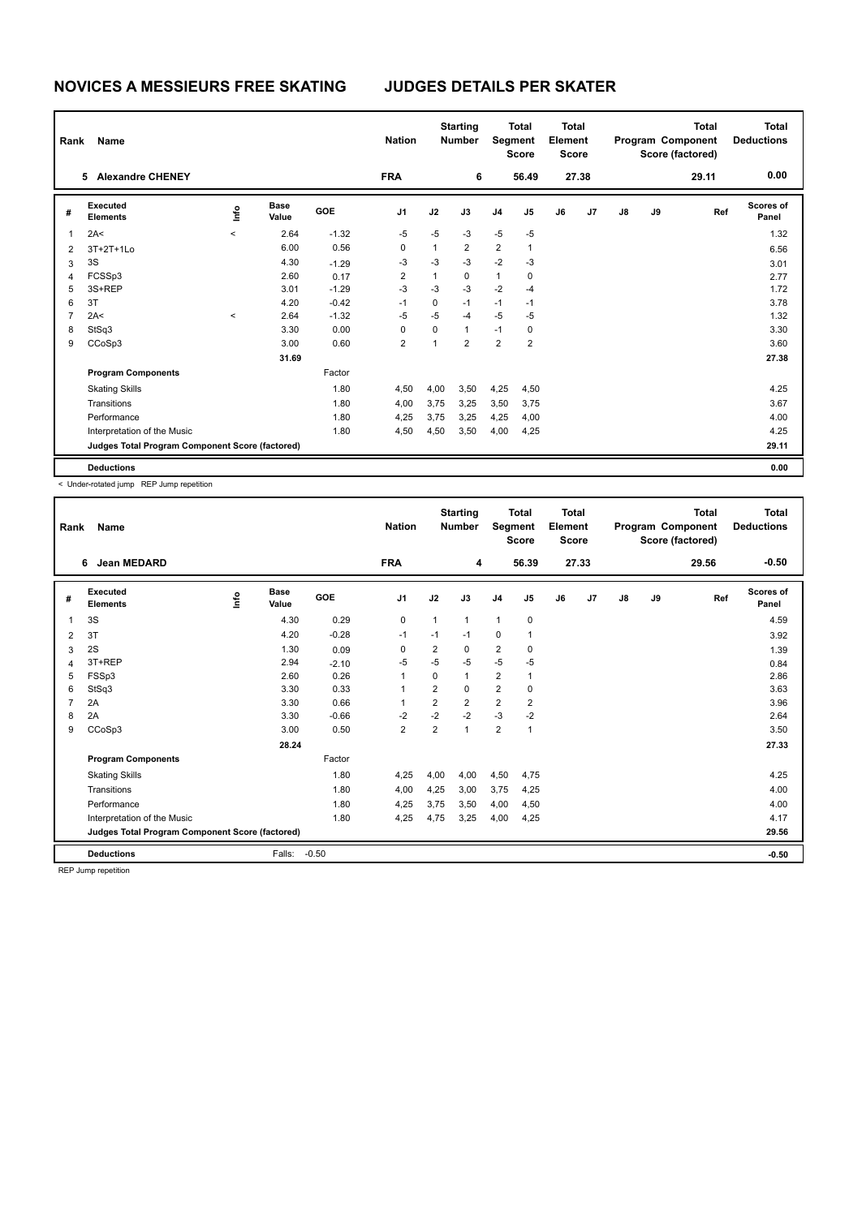# NOVICES A MESSIEURS FREE SKATING — JUDGES DETAILS PER SKATER

| Rank | Name | Nation | Starting Number | Total Segment Score | Total Element Score | Total Program Component Score (factored) | Total Deductions |
|---|---|---|---|---|---|---|---|
| 5 | Alexandre CHENEY | FRA | 6 | 56.49 | 27.38 | 29.11 | 0.00 |

| # | Executed Elements | Info | Base Value | GOE | J1 | J2 | J3 | J4 | J5 | J6 | J7 | J8 | J9 | Ref | Scores of Panel |
|---|---|---|---|---|---|---|---|---|---|---|---|---|---|---|---|
| 1 | 2A< | < | 2.64 | -1.32 | -5 | -5 | -3 | -5 | -5 | | | | | | 1.32 |
| 2 | 3T+2T+1Lo | | 6.00 | 0.56 | 0 | 1 | 2 | 2 | 1 | | | | | | 6.56 |
| 3 | 3S | | 4.30 | -1.29 | -3 | -3 | -3 | -2 | -3 | | | | | | 3.01 |
| 4 | FCSSp3 | | 2.60 | 0.17 | 2 | 1 | 0 | 1 | 0 | | | | | | 2.77 |
| 5 | 3S+REP | | 3.01 | -1.29 | -3 | -3 | -3 | -2 | -4 | | | | | | 1.72 |
| 6 | 3T | | 4.20 | -0.42 | -1 | 0 | -1 | -1 | -1 | | | | | | 3.78 |
| 7 | 2A< | < | 2.64 | -1.32 | -5 | -5 | -4 | -5 | -5 | | | | | | 1.32 |
| 8 | StSq3 | | 3.30 | 0.00 | 0 | 0 | 1 | -1 | 0 | | | | | | 3.30 |
| 9 | CCoSp3 | | 3.00 | 0.60 | 2 | 1 | 2 | 2 | 2 | | | | | | 3.60 |
| | | | 31.69 | | | | | | | | | | | | 27.38 |

| Program Components | Factor | J1 | J2 | J3 | J4 | J5 | J6 | J7 | J8 | J9 | Scores of Panel |
|---|---|---|---|---|---|---|---|---|---|---|---|
| Skating Skills | 1.80 | 4,50 | 4,00 | 3,50 | 4,25 | 4,50 | | | | | 4.25 |
| Transitions | 1.80 | 4,00 | 3,75 | 3,25 | 3,50 | 3,75 | | | | | 3.67 |
| Performance | 1.80 | 4,25 | 3,75 | 3,25 | 4,25 | 4,00 | | | | | 4.00 |
| Interpretation of the Music | 1.80 | 4,50 | 4,50 | 3,50 | 4,00 | 4,25 | | | | | 4.25 |
| Judges Total Program Component Score (factored) | | | | | | | | | | | 29.11 |
| Deductions | | | | | | | | | | | 0.00 |

< Under-rotated jump REP Jump repetition

| Rank | Name | Nation | Starting Number | Total Segment Score | Total Element Score | Total Program Component Score (factored) | Total Deductions |
|---|---|---|---|---|---|---|---|
| 6 | Jean MEDARD | FRA | 4 | 56.39 | 27.33 | 29.56 | -0.50 |

| # | Executed Elements | Info | Base Value | GOE | J1 | J2 | J3 | J4 | J5 | J6 | J7 | J8 | J9 | Ref | Scores of Panel |
|---|---|---|---|---|---|---|---|---|---|---|---|---|---|---|---|
| 1 | 3S | | 4.30 | 0.29 | 0 | 1 | 1 | 1 | 0 | | | | | | 4.59 |
| 2 | 3T | | 4.20 | -0.28 | -1 | -1 | -1 | 0 | 1 | | | | | | 3.92 |
| 3 | 2S | | 1.30 | 0.09 | 0 | 2 | 0 | 2 | 0 | | | | | | 1.39 |
| 4 | 3T+REP | | 2.94 | -2.10 | -5 | -5 | -5 | -5 | -5 | | | | | | 0.84 |
| 5 | FSSp3 | | 2.60 | 0.26 | 1 | 0 | 1 | 2 | 1 | | | | | | 2.86 |
| 6 | StSq3 | | 3.30 | 0.33 | 1 | 2 | 0 | 2 | 0 | | | | | | 3.63 |
| 7 | 2A | | 3.30 | 0.66 | 1 | 2 | 2 | 2 | 2 | | | | | | 3.96 |
| 8 | 2A | | 3.30 | -0.66 | -2 | -2 | -2 | -3 | -2 | | | | | | 2.64 |
| 9 | CCoSp3 | | 3.00 | 0.50 | 2 | 2 | 1 | 2 | 1 | | | | | | 3.50 |
| | | | 28.24 | | | | | | | | | | | | 27.33 |

| Program Components | Factor | J1 | J2 | J3 | J4 | J5 | J6 | J7 | J8 | J9 | Scores of Panel |
|---|---|---|---|---|---|---|---|---|---|---|---|
| Skating Skills | 1.80 | 4,25 | 4,00 | 4,00 | 4,50 | 4,75 | | | | | 4.25 |
| Transitions | 1.80 | 4,00 | 4,25 | 3,00 | 3,75 | 4,25 | | | | | 4.00 |
| Performance | 1.80 | 4,25 | 3,75 | 3,50 | 4,00 | 4,50 | | | | | 4.00 |
| Interpretation of the Music | 1.80 | 4,25 | 4,75 | 3,25 | 4,00 | 4,25 | | | | | 4.17 |
| Judges Total Program Component Score (factored) | | | | | | | | | | | 29.56 |
| Deductions | Falls: -0.50 | | | | | | | | | | -0.50 |

REP Jump repetition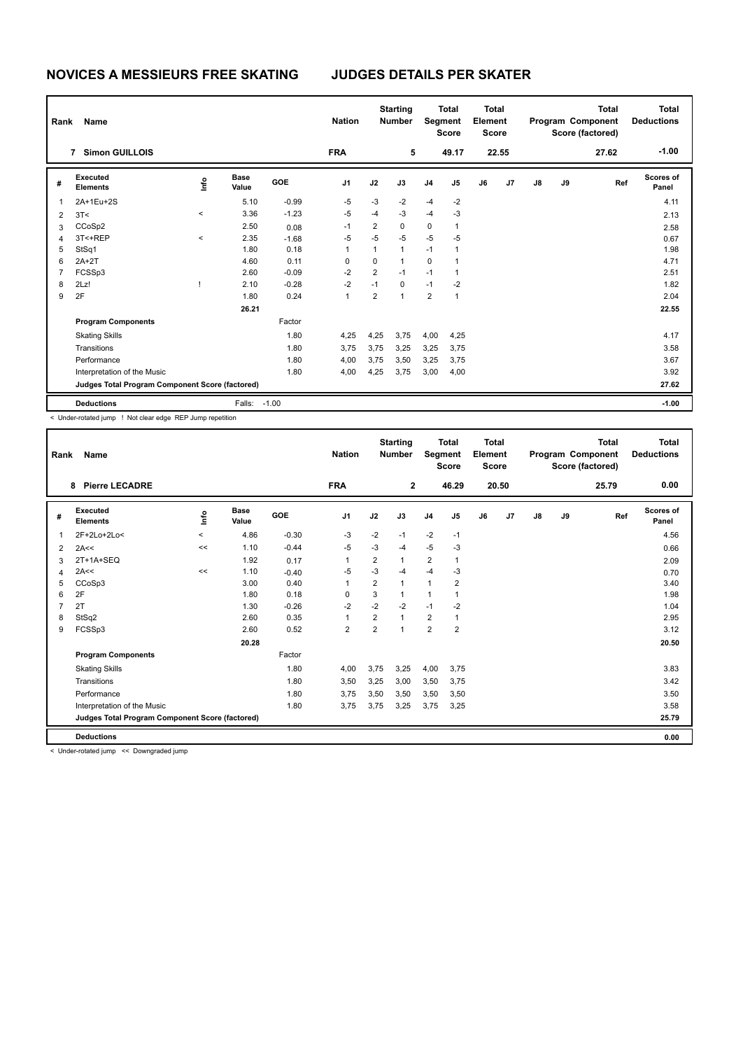# NOVICES A MESSIEURS FREE SKATING — JUDGES DETAILS PER SKATER

| Rank | Name | Nation | Starting Number | Total Segment Score | Total Element Score | Total Program Component Score (factored) | Total Deductions |
|---|---|---|---|---|---|---|---|
| 7 | Simon GUILLOIS | FRA | 5 | 49.17 | 22.55 | 27.62 | -1.00 |

| # | Executed Elements | Info | Base Value | GOE | J1 | J2 | J3 | J4 | J5 | J6 | J7 | J8 | J9 | Ref | Scores of Panel |
|---|---|---|---|---|---|---|---|---|---|---|---|---|---|---|---|
| 1 | 2A+1Eu+2S | | 5.10 | -0.99 | -5 | -3 | -2 | -4 | -2 | | | | | | 4.11 |
| 2 | 3T< | < | 3.36 | -1.23 | -5 | -4 | -3 | -4 | -3 | | | | | | 2.13 |
| 3 | CCoSp2 | | 2.50 | 0.08 | -1 | 2 | 0 | 0 | 1 | | | | | | 2.58 |
| 4 | 3T<+REP | < | 2.35 | -1.68 | -5 | -5 | -5 | -5 | -5 | | | | | | 0.67 |
| 5 | StSq1 | | 1.80 | 0.18 | 1 | 1 | 1 | -1 | 1 | | | | | | 1.98 |
| 6 | 2A+2T | | 4.60 | 0.11 | 0 | 0 | 1 | 0 | 1 | | | | | | 4.71 |
| 7 | FCSSp3 | | 2.60 | -0.09 | -2 | 2 | -1 | -1 | 1 | | | | | | 2.51 |
| 8 | 2Lz! | ! | 2.10 | -0.28 | -2 | -1 | 0 | -1 | -2 | | | | | | 1.82 |
| 9 | 2F | | 1.80 | 0.24 | 1 | 2 | 1 | 2 | 1 | | | | | | 2.04 |
| | | | 26.21 | | | | | | | | | | | | 22.55 |
| | **Program Components** | | | Factor | | | | | | | | | | | |
| | Skating Skills | | | 1.80 | 4,25 | 4,25 | 3,75 | 4,00 | 4,25 | | | | | | 4.17 |
| | Transitions | | | 1.80 | 3,75 | 3,75 | 3,25 | 3,25 | 3,75 | | | | | | 3.58 |
| | Performance | | | 1.80 | 4,00 | 3,75 | 3,50 | 3,25 | 3,75 | | | | | | 3.67 |
| | Interpretation of the Music | | | 1.80 | 4,00 | 4,25 | 3,75 | 3,00 | 4,00 | | | | | | 3.92 |
| | **Judges Total Program Component Score (factored)** | | | | | | | | | | | | | | 27.62 |
| | **Deductions** | | Falls: | -1.00 | | | | | | | | | | | -1.00 |

< Under-rotated jump ! Not clear edge REP Jump repetition

| Rank | Name | Nation | Starting Number | Total Segment Score | Total Element Score | Total Program Component Score (factored) | Total Deductions |
|---|---|---|---|---|---|---|---|
| 8 | Pierre LECADRE | FRA | 2 | 46.29 | 20.50 | 25.79 | 0.00 |

| # | Executed Elements | Info | Base Value | GOE | J1 | J2 | J3 | J4 | J5 | J6 | J7 | J8 | J9 | Ref | Scores of Panel |
|---|---|---|---|---|---|---|---|---|---|---|---|---|---|---|---|
| 1 | 2F+2Lo+2Lo< | < | 4.86 | -0.30 | -3 | -2 | -1 | -2 | -1 | | | | | | 4.56 |
| 2 | 2A<< | << | 1.10 | -0.44 | -5 | -3 | -4 | -5 | -3 | | | | | | 0.66 |
| 3 | 2T+1A+SEQ | | 1.92 | 0.17 | 1 | 2 | 1 | 2 | 1 | | | | | | 2.09 |
| 4 | 2A<< | << | 1.10 | -0.40 | -5 | -3 | -4 | -4 | -3 | | | | | | 0.70 |
| 5 | CCoSp3 | | 3.00 | 0.40 | 1 | 2 | 1 | 1 | 2 | | | | | | 3.40 |
| 6 | 2F | | 1.80 | 0.18 | 0 | 3 | 1 | 1 | 1 | | | | | | 1.98 |
| 7 | 2T | | 1.30 | -0.26 | -2 | -2 | -2 | -1 | -2 | | | | | | 1.04 |
| 8 | StSq2 | | 2.60 | 0.35 | 1 | 2 | 1 | 2 | 1 | | | | | | 2.95 |
| 9 | FCSSp3 | | 2.60 | 0.52 | 2 | 2 | 1 | 2 | 2 | | | | | | 3.12 |
| | | | 20.28 | | | | | | | | | | | | 20.50 |
| | **Program Components** | | | Factor | | | | | | | | | | | |
| | Skating Skills | | | 1.80 | 4,00 | 3,75 | 3,25 | 4,00 | 3,75 | | | | | | 3.83 |
| | Transitions | | | 1.80 | 3,50 | 3,25 | 3,00 | 3,50 | 3,75 | | | | | | 3.42 |
| | Performance | | | 1.80 | 3,75 | 3,50 | 3,50 | 3,50 | 3,50 | | | | | | 3.50 |
| | Interpretation of the Music | | | 1.80 | 3,75 | 3,75 | 3,25 | 3,75 | 3,25 | | | | | | 3.58 |
| | **Judges Total Program Component Score (factored)** | | | | | | | | | | | | | | 25.79 |
| | **Deductions** | | | | | | | | | | | | | | 0.00 |

< Under-rotated jump << Downgraded jump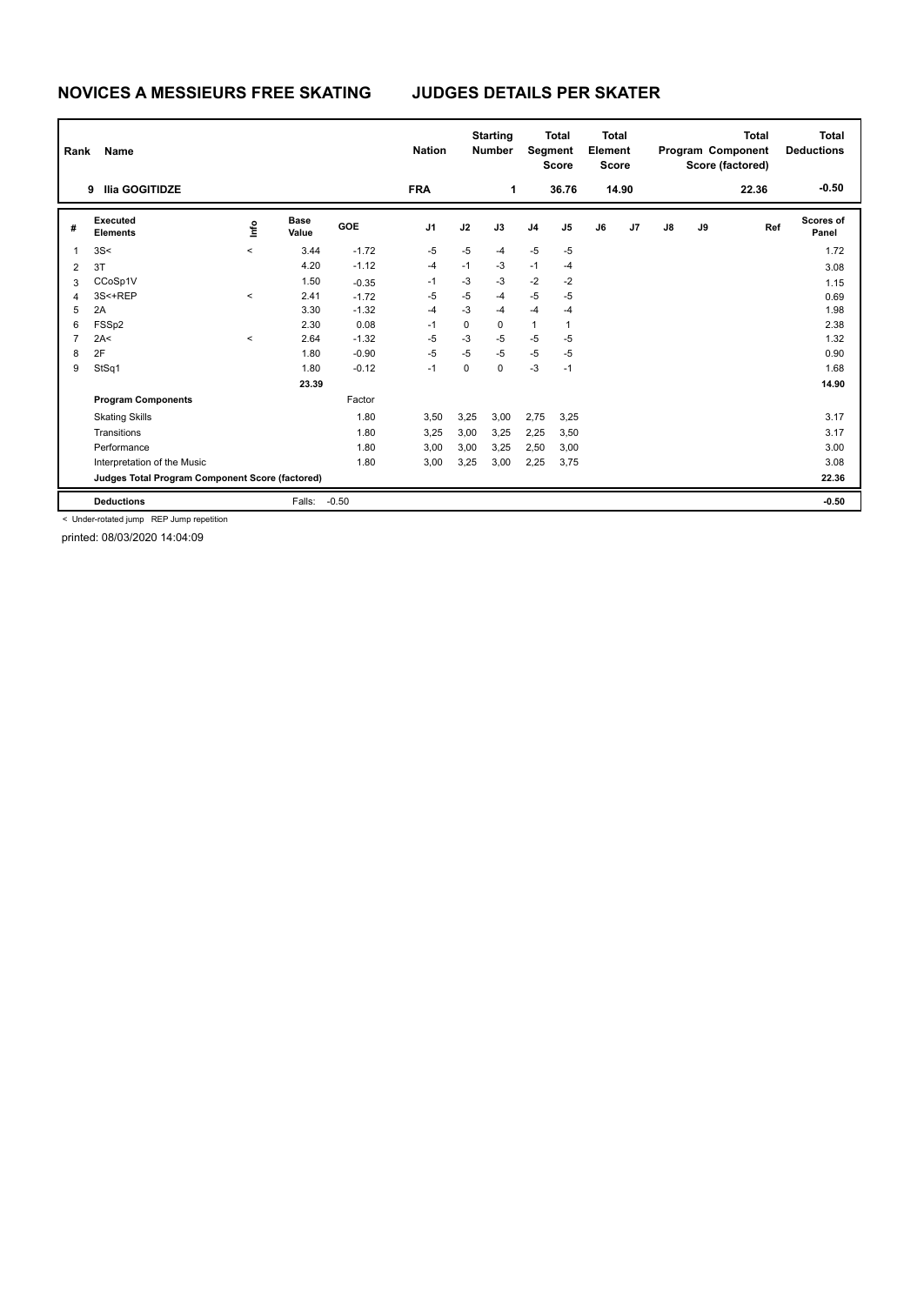## NOVICES A MESSIEURS FREE SKATING JUDGES DETAILS PER SKATER

| Rank | Name | Nation | Starting Number | Total Segment Score | Total Element Score | Total Program Component Score (factored) | Total Deductions |
|---|---|---|---|---|---|---|---|
| 9 | Ilia GOGITIDZE | FRA | 1 | 36.76 | 14.90 | 22.36 | -0.50 |

| # | Executed Elements | Info | Base Value | GOE | J1 | J2 | J3 | J4 | J5 | J6 | J7 | J8 | J9 | Ref | Scores of Panel |
|---|---|---|---|---|---|---|---|---|---|---|---|---|---|---|---|
| 1 | 3S< | < | 3.44 | -1.72 | -5 | -5 | -4 | -5 | -5 | | | | | | 1.72 |
| 2 | 3T | | 4.20 | -1.12 | -4 | -1 | -3 | -1 | -4 | | | | | | 3.08 |
| 3 | CCoSp1V | | 1.50 | -0.35 | -1 | -3 | -3 | -2 | -2 | | | | | | 1.15 |
| 4 | 3S<+REP | < | 2.41 | -1.72 | -5 | -5 | -4 | -5 | -5 | | | | | | 0.69 |
| 5 | 2A | | 3.30 | -1.32 | -4 | -3 | -4 | -4 | -4 | | | | | | 1.98 |
| 6 | FSSp2 | | 2.30 | 0.08 | -1 | 0 | 0 | 1 | 1 | | | | | | 2.38 |
| 7 | 2A< | < | 2.64 | -1.32 | -5 | -3 | -5 | -5 | -5 | | | | | | 1.32 |
| 8 | 2F | | 1.80 | -0.90 | -5 | -5 | -5 | -5 | -5 | | | | | | 0.90 |
| 9 | StSq1 | | 1.80 | -0.12 | -1 | 0 | 0 | -3 | -1 | | | | | | 1.68 |
| | | | 23.39 | | | | | | | | | | | | 14.90 |
| | **Program Components** | | | Factor | | | | | | | | | | | |
| | Skating Skills | | | 1.80 | 3,50 | 3,25 | 3,00 | 2,75 | 3,25 | | | | | | 3.17 |
| | Transitions | | | 1.80 | 3,25 | 3,00 | 3,25 | 2,25 | 3,50 | | | | | | 3.17 |
| | Performance | | | 1.80 | 3,00 | 3,00 | 3,25 | 2,50 | 3,00 | | | | | | 3.00 |
| | Interpretation of the Music | | | 1.80 | 3,00 | 3,25 | 3,00 | 2,25 | 3,75 | | | | | | 3.08 |
| | **Judges Total Program Component Score (factored)** | | | | | | | | | | | | | | 22.36 |
| | **Deductions** | | Falls: | -0.50 | | | | | | | | | | | -0.50 |

< Under-rotated jump REP Jump repetition

printed: 08/03/2020 14:04:09